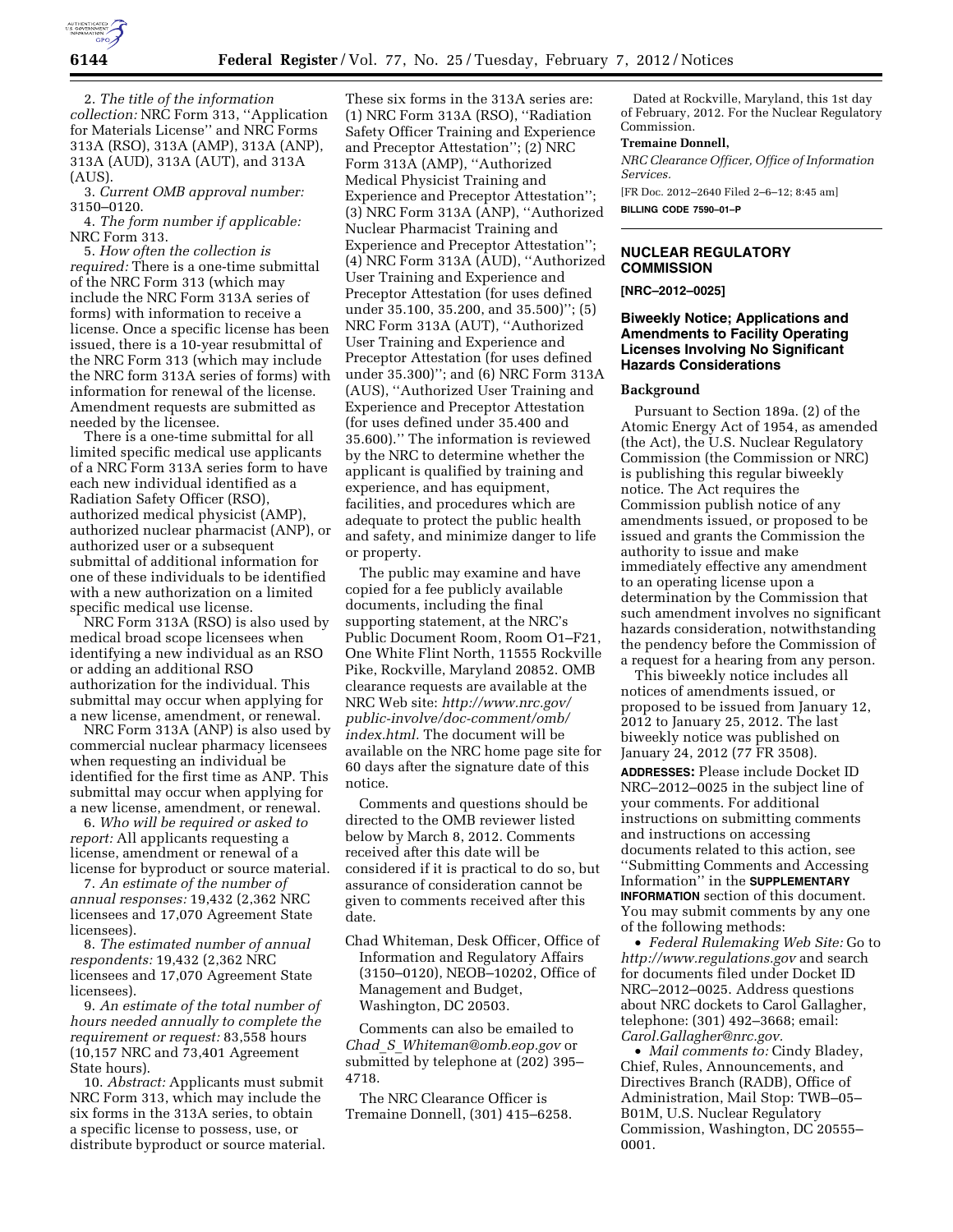2. *The title of the information collection:* NRC Form 313, ''Application for Materials License'' and NRC Forms 313A (RSO), 313A (AMP), 313A (ANP), 313A (AUD), 313A (AUT), and 313A (AUS).

3. *Current OMB approval number:* 3150–0120.

4. *The form number if applicable:* NRC Form 313.

5. *How often the collection is required:* There is a one-time submittal of the NRC Form 313 (which may include the NRC Form 313A series of forms) with information to receive a license. Once a specific license has been issued, there is a 10-year resubmittal of the NRC Form 313 (which may include the NRC form 313A series of forms) with information for renewal of the license. Amendment requests are submitted as needed by the licensee.

There is a one-time submittal for all limited specific medical use applicants of a NRC Form 313A series form to have each new individual identified as a Radiation Safety Officer (RSO), authorized medical physicist (AMP), authorized nuclear pharmacist (ANP), or authorized user or a subsequent submittal of additional information for one of these individuals to be identified with a new authorization on a limited specific medical use license.

NRC Form 313A (RSO) is also used by medical broad scope licensees when identifying a new individual as an RSO or adding an additional RSO authorization for the individual. This submittal may occur when applying for a new license, amendment, or renewal.

NRC Form 313A (ANP) is also used by commercial nuclear pharmacy licensees when requesting an individual be identified for the first time as ANP. This submittal may occur when applying for a new license, amendment, or renewal.

6. *Who will be required or asked to report:* All applicants requesting a license, amendment or renewal of a license for byproduct or source material.

7. *An estimate of the number of annual responses:* 19,432 (2,362 NRC licensees and 17,070 Agreement State licensees).

8. *The estimated number of annual respondents:* 19,432 (2,362 NRC licensees and 17,070 Agreement State licensees).

9. *An estimate of the total number of hours needed annually to complete the requirement or request:* 83,558 hours (10,157 NRC and 73,401 Agreement State hours).

10. *Abstract:* Applicants must submit NRC Form 313, which may include the six forms in the 313A series, to obtain a specific license to possess, use, or distribute byproduct or source material. These six forms in the 313A series are: (1) NRC Form 313A (RSO), ''Radiation Safety Officer Training and Experience and Preceptor Attestation''; (2) NRC Form 313A (AMP), ''Authorized Medical Physicist Training and Experience and Preceptor Attestation''; (3) NRC Form 313A (ANP), ''Authorized Nuclear Pharmacist Training and Experience and Preceptor Attestation''; (4) NRC Form 313A (AUD), ''Authorized User Training and Experience and Preceptor Attestation (for uses defined under 35.100, 35.200, and 35.500)''; (5) NRC Form 313A (AUT), ''Authorized User Training and Experience and Preceptor Attestation (for uses defined under 35.300)''; and (6) NRC Form 313A (AUS), ''Authorized User Training and Experience and Preceptor Attestation (for uses defined under 35.400 and 35.600).'' The information is reviewed by the NRC to determine whether the applicant is qualified by training and experience, and has equipment, facilities, and procedures which are adequate to protect the public health and safety, and minimize danger to life or property.

The public may examine and have copied for a fee publicly available documents, including the final supporting statement, at the NRC's Public Document Room, Room O1–F21, One White Flint North, 11555 Rockville Pike, Rockville, Maryland 20852. OMB clearance requests are available at the NRC Web site: *http://www.nrc.gov/public-involve/doc-comment/omb/index.html.* The document will be available on the NRC home page site for 60 days after the signature date of this notice.

Comments and questions should be directed to the OMB reviewer listed below by March 8, 2012. Comments received after this date will be considered if it is practical to do so, but assurance of consideration cannot be given to comments received after this date.

Chad Whiteman, Desk Officer, Office of Information and Regulatory Affairs (3150–0120), NEOB–10202, Office of Management and Budget, Washington, DC 20503.

Comments can also be emailed to *Chad_S_Whiteman@omb.eop.gov* or submitted by telephone at (202) 395–4718.

The NRC Clearance Officer is Tremaine Donnell, (301) 415–6258.

Dated at Rockville, Maryland, this 1st day of February, 2012. For the Nuclear Regulatory Commission.

**Tremaine Donnell,**

*NRC Clearance Officer, Office of Information Services.*

[FR Doc. 2012–2640 Filed 2–6–12; 8:45 am]

**BILLING CODE 7590–01–P**

## NUCLEAR REGULATORY COMMISSION

**[NRC–2012–0025]**

## Biweekly Notice; Applications and Amendments to Facility Operating Licenses Involving No Significant Hazards Considerations

### Background

Pursuant to Section 189a. (2) of the Atomic Energy Act of 1954, as amended (the Act), the U.S. Nuclear Regulatory Commission (the Commission or NRC) is publishing this regular biweekly notice. The Act requires the Commission publish notice of any amendments issued, or proposed to be issued and grants the Commission the authority to issue and make immediately effective any amendment to an operating license upon a determination by the Commission that such amendment involves no significant hazards consideration, notwithstanding the pendency before the Commission of a request for a hearing from any person.

This biweekly notice includes all notices of amendments issued, or proposed to be issued from January 12, 2012 to January 25, 2012. The last biweekly notice was published on January 24, 2012 (77 FR 3508).

**ADDRESSES:** Please include Docket ID NRC–2012–0025 in the subject line of your comments. For additional instructions on submitting comments and instructions on accessing documents related to this action, see ''Submitting Comments and Accessing Information'' in the **SUPPLEMENTARY INFORMATION** section of this document. You may submit comments by any one of the following methods:

- *Federal Rulemaking Web Site:* Go to *http://www.regulations.gov* and search for documents filed under Docket ID NRC–2012–0025. Address questions about NRC dockets to Carol Gallagher, telephone: (301) 492–3668; email: *Carol.Gallagher@nrc.gov.*
- *Mail comments to:* Cindy Bladey, Chief, Rules, Announcements, and Directives Branch (RADB), Office of Administration, Mail Stop: TWB–05–B01M, U.S. Nuclear Regulatory Commission, Washington, DC 20555–0001.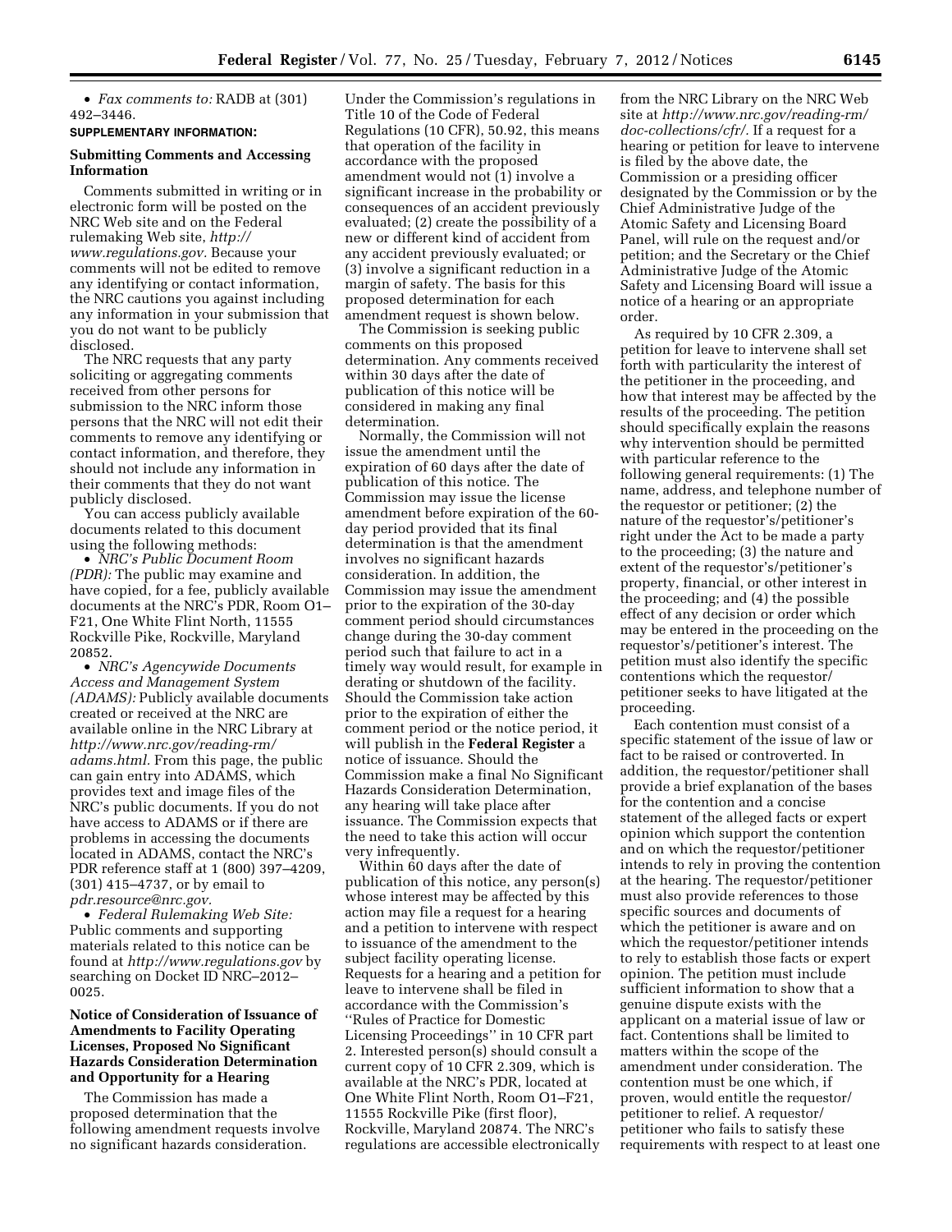- *Fax comments to:* RADB at (301) 492–3446.

**SUPPLEMENTARY INFORMATION:**

## Submitting Comments and Accessing Information

Comments submitted in writing or in electronic form will be posted on the NRC Web site and on the Federal rulemaking Web site, *http://www.regulations.gov.* Because your comments will not be edited to remove any identifying or contact information, the NRC cautions you against including any information in your submission that you do not want to be publicly disclosed.

The NRC requests that any party soliciting or aggregating comments received from other persons for submission to the NRC inform those persons that the NRC will not edit their comments to remove any identifying or contact information, and therefore, they should not include any information in their comments that they do not want publicly disclosed.

You can access publicly available documents related to this document using the following methods:

- *NRC's Public Document Room (PDR):* The public may examine and have copied, for a fee, publicly available documents at the NRC's PDR, Room O1–F21, One White Flint North, 11555 Rockville Pike, Rockville, Maryland 20852.
- *NRC's Agencywide Documents Access and Management System (ADAMS):* Publicly available documents created or received at the NRC are available online in the NRC Library at *http://www.nrc.gov/reading-rm/adams.html.* From this page, the public can gain entry into ADAMS, which provides text and image files of the NRC's public documents. If you do not have access to ADAMS or if there are problems in accessing the documents located in ADAMS, contact the NRC's PDR reference staff at 1 (800) 397–4209, (301) 415–4737, or by email to *pdr.resource@nrc.gov.*
- *Federal Rulemaking Web Site:* Public comments and supporting materials related to this notice can be found at *http://www.regulations.gov* by searching on Docket ID NRC–2012–0025.

## Notice of Consideration of Issuance of Amendments to Facility Operating Licenses, Proposed No Significant Hazards Consideration Determination and Opportunity for a Hearing

The Commission has made a proposed determination that the following amendment requests involve no significant hazards consideration. Under the Commission's regulations in Title 10 of the Code of Federal Regulations (10 CFR), 50.92, this means that operation of the facility in accordance with the proposed amendment would not (1) involve a significant increase in the probability or consequences of an accident previously evaluated; (2) create the possibility of a new or different kind of accident from any accident previously evaluated; or (3) involve a significant reduction in a margin of safety. The basis for this proposed determination for each amendment request is shown below.

The Commission is seeking public comments on this proposed determination. Any comments received within 30 days after the date of publication of this notice will be considered in making any final determination.

Normally, the Commission will not issue the amendment until the expiration of 60 days after the date of publication of this notice. The Commission may issue the license amendment before expiration of the 60-day period provided that its final determination is that the amendment involves no significant hazards consideration. In addition, the Commission may issue the amendment prior to the expiration of the 30-day comment period should circumstances change during the 30-day comment period such that failure to act in a timely way would result, for example in derating or shutdown of the facility. Should the Commission take action prior to the expiration of either the comment period or the notice period, it will publish in the **Federal Register** a notice of issuance. Should the Commission make a final No Significant Hazards Consideration Determination, any hearing will take place after issuance. The Commission expects that the need to take this action will occur very infrequently.

Within 60 days after the date of publication of this notice, any person(s) whose interest may be affected by this action may file a request for a hearing and a petition to intervene with respect to issuance of the amendment to the subject facility operating license. Requests for a hearing and a petition for leave to intervene shall be filed in accordance with the Commission's ''Rules of Practice for Domestic Licensing Proceedings'' in 10 CFR part 2. Interested person(s) should consult a current copy of 10 CFR 2.309, which is available at the NRC's PDR, located at One White Flint North, Room O1–F21, 11555 Rockville Pike (first floor), Rockville, Maryland 20874. The NRC's regulations are accessible electronically from the NRC Library on the NRC Web site at *http://www.nrc.gov/reading-rm/doc-collections/cfr/.* If a request for a hearing or petition for leave to intervene is filed by the above date, the Commission or a presiding officer designated by the Commission or by the Chief Administrative Judge of the Atomic Safety and Licensing Board Panel, will rule on the request and/or petition; and the Secretary or the Chief Administrative Judge of the Atomic Safety and Licensing Board will issue a notice of a hearing or an appropriate order.

As required by 10 CFR 2.309, a petition for leave to intervene shall set forth with particularity the interest of the petitioner in the proceeding, and how that interest may be affected by the results of the proceeding. The petition should specifically explain the reasons why intervention should be permitted with particular reference to the following general requirements: (1) The name, address, and telephone number of the requestor or petitioner; (2) the nature of the requestor's/petitioner's right under the Act to be made a party to the proceeding; (3) the nature and extent of the requestor's/petitioner's property, financial, or other interest in the proceeding; and (4) the possible effect of any decision or order which may be entered in the proceeding on the requestor's/petitioner's interest. The petition must also identify the specific contentions which the requestor/petitioner seeks to have litigated at the proceeding.

Each contention must consist of a specific statement of the issue of law or fact to be raised or controverted. In addition, the requestor/petitioner shall provide a brief explanation of the bases for the contention and a concise statement of the alleged facts or expert opinion which support the contention and on which the requestor/petitioner intends to rely in proving the contention at the hearing. The requestor/petitioner must also provide references to those specific sources and documents of which the petitioner is aware and on which the requestor/petitioner intends to rely to establish those facts or expert opinion. The petition must include sufficient information to show that a genuine dispute exists with the applicant on a material issue of law or fact. Contentions shall be limited to matters within the scope of the amendment under consideration. The contention must be one which, if proven, would entitle the requestor/petitioner to relief. A requestor/petitioner who fails to satisfy these requirements with respect to at least one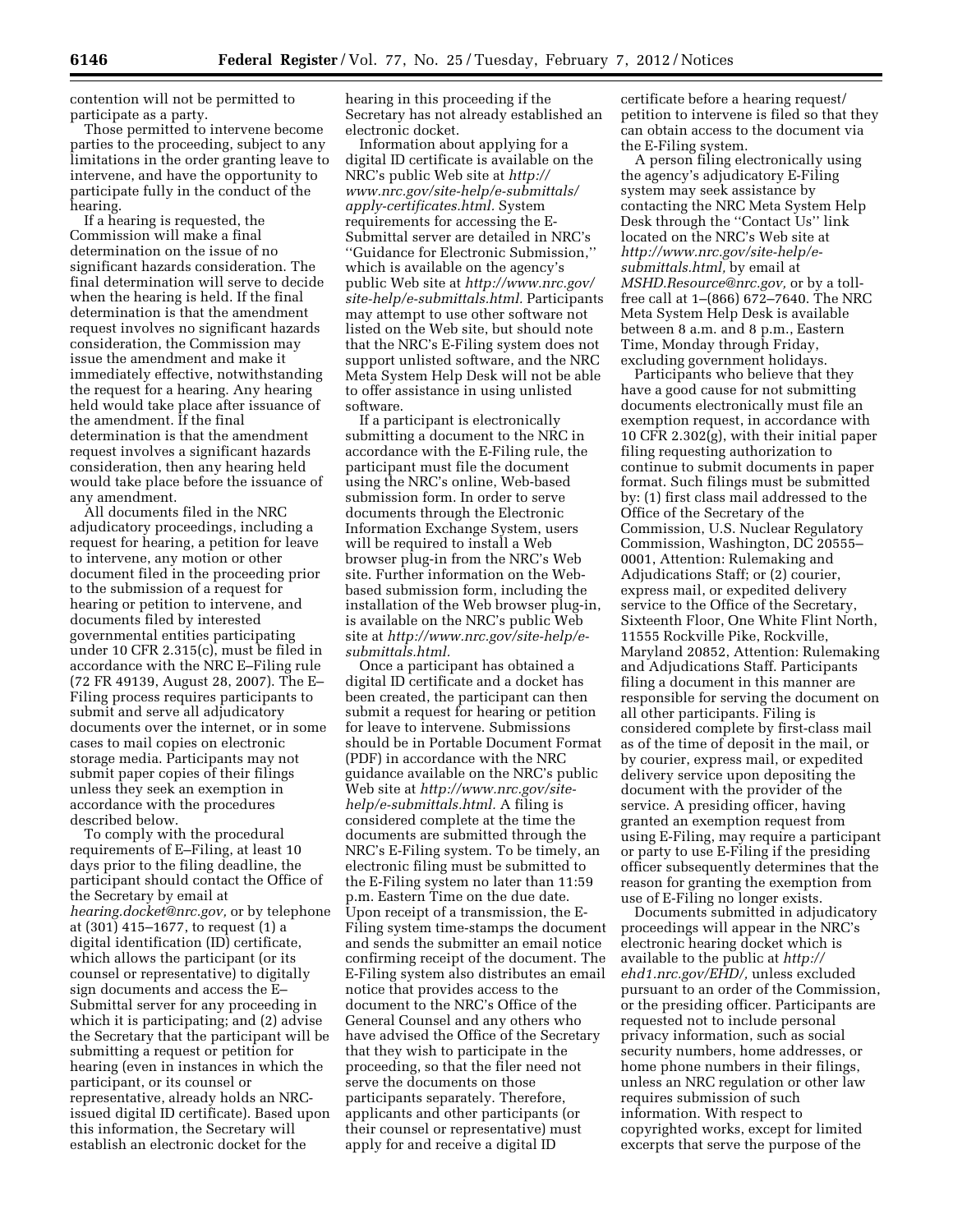contention will not be permitted to participate as a party.

Those permitted to intervene become parties to the proceeding, subject to any limitations in the order granting leave to intervene, and have the opportunity to participate fully in the conduct of the hearing.

If a hearing is requested, the Commission will make a final determination on the issue of no significant hazards consideration. The final determination will serve to decide when the hearing is held. If the final determination is that the amendment request involves no significant hazards consideration, the Commission may issue the amendment and make it immediately effective, notwithstanding the request for a hearing. Any hearing held would take place after issuance of the amendment. If the final determination is that the amendment request involves a significant hazards consideration, then any hearing held would take place before the issuance of any amendment.

All documents filed in the NRC adjudicatory proceedings, including a request for hearing, a petition for leave to intervene, any motion or other document filed in the proceeding prior to the submission of a request for hearing or petition to intervene, and documents filed by interested governmental entities participating under 10 CFR 2.315(c), must be filed in accordance with the NRC E–Filing rule (72 FR 49139, August 28, 2007). The E–Filing process requires participants to submit and serve all adjudicatory documents over the internet, or in some cases to mail copies on electronic storage media. Participants may not submit paper copies of their filings unless they seek an exemption in accordance with the procedures described below.

To comply with the procedural requirements of E–Filing, at least 10 days prior to the filing deadline, the participant should contact the Office of the Secretary by email at *hearing.docket@nrc.gov,* or by telephone at (301) 415–1677, to request (1) a digital identification (ID) certificate, which allows the participant (or its counsel or representative) to digitally sign documents and access the E–Submittal server for any proceeding in which it is participating; and (2) advise the Secretary that the participant will be submitting a request or petition for hearing (even in instances in which the participant, or its counsel or representative, already holds an NRC-issued digital ID certificate). Based upon this information, the Secretary will establish an electronic docket for the hearing in this proceeding if the Secretary has not already established an electronic docket.

Information about applying for a digital ID certificate is available on the NRC's public Web site at *http://www.nrc.gov/site-help/e-submittals/apply-certificates.html.* System requirements for accessing the E-Submittal server are detailed in NRC's ''Guidance for Electronic Submission,'' which is available on the agency's public Web site at *http://www.nrc.gov/site-help/e-submittals.html.* Participants may attempt to use other software not listed on the Web site, but should note that the NRC's E-Filing system does not support unlisted software, and the NRC Meta System Help Desk will not be able to offer assistance in using unlisted software.

If a participant is electronically submitting a document to the NRC in accordance with the E-Filing rule, the participant must file the document using the NRC's online, Web-based submission form. In order to serve documents through the Electronic Information Exchange System, users will be required to install a Web browser plug-in from the NRC's Web site. Further information on the Web-based submission form, including the installation of the Web browser plug-in, is available on the NRC's public Web site at *http://www.nrc.gov/site-help/e-submittals.html.*

Once a participant has obtained a digital ID certificate and a docket has been created, the participant can then submit a request for hearing or petition for leave to intervene. Submissions should be in Portable Document Format (PDF) in accordance with the NRC guidance available on the NRC's public Web site at *http://www.nrc.gov/site-help/e-submittals.html.* A filing is considered complete at the time the documents are submitted through the NRC's E-Filing system. To be timely, an electronic filing must be submitted to the E-Filing system no later than 11:59 p.m. Eastern Time on the due date. Upon receipt of a transmission, the E-Filing system time-stamps the document and sends the submitter an email notice confirming receipt of the document. The E-Filing system also distributes an email notice that provides access to the document to the NRC's Office of the General Counsel and any others who have advised the Office of the Secretary that they wish to participate in the proceeding, so that the filer need not serve the documents on those participants separately. Therefore, applicants and other participants (or their counsel or representative) must apply for and receive a digital ID certificate before a hearing request/petition to intervene is filed so that they can obtain access to the document via the E-Filing system.

A person filing electronically using the agency's adjudicatory E-Filing system may seek assistance by contacting the NRC Meta System Help Desk through the ''Contact Us'' link located on the NRC's Web site at *http://www.nrc.gov/site-help/e-submittals.html,* by email at *MSHD.Resource@nrc.gov,* or by a toll-free call at 1–(866) 672–7640. The NRC Meta System Help Desk is available between 8 a.m. and 8 p.m., Eastern Time, Monday through Friday, excluding government holidays.

Participants who believe that they have a good cause for not submitting documents electronically must file an exemption request, in accordance with 10 CFR 2.302(g), with their initial paper filing requesting authorization to continue to submit documents in paper format. Such filings must be submitted by: (1) first class mail addressed to the Office of the Secretary of the Commission, U.S. Nuclear Regulatory Commission, Washington, DC 20555–0001, Attention: Rulemaking and Adjudications Staff; or (2) courier, express mail, or expedited delivery service to the Office of the Secretary, Sixteenth Floor, One White Flint North, 11555 Rockville Pike, Rockville, Maryland 20852, Attention: Rulemaking and Adjudications Staff. Participants filing a document in this manner are responsible for serving the document on all other participants. Filing is considered complete by first-class mail as of the time of deposit in the mail, or by courier, express mail, or expedited delivery service upon depositing the document with the provider of the service. A presiding officer, having granted an exemption request from using E-Filing, may require a participant or party to use E-Filing if the presiding officer subsequently determines that the reason for granting the exemption from use of E-Filing no longer exists.

Documents submitted in adjudicatory proceedings will appear in the NRC's electronic hearing docket which is available to the public at *http://ehd1.nrc.gov/EHD/,* unless excluded pursuant to an order of the Commission, or the presiding officer. Participants are requested not to include personal privacy information, such as social security numbers, home addresses, or home phone numbers in their filings, unless an NRC regulation or other law requires submission of such information. With respect to copyrighted works, except for limited excerpts that serve the purpose of the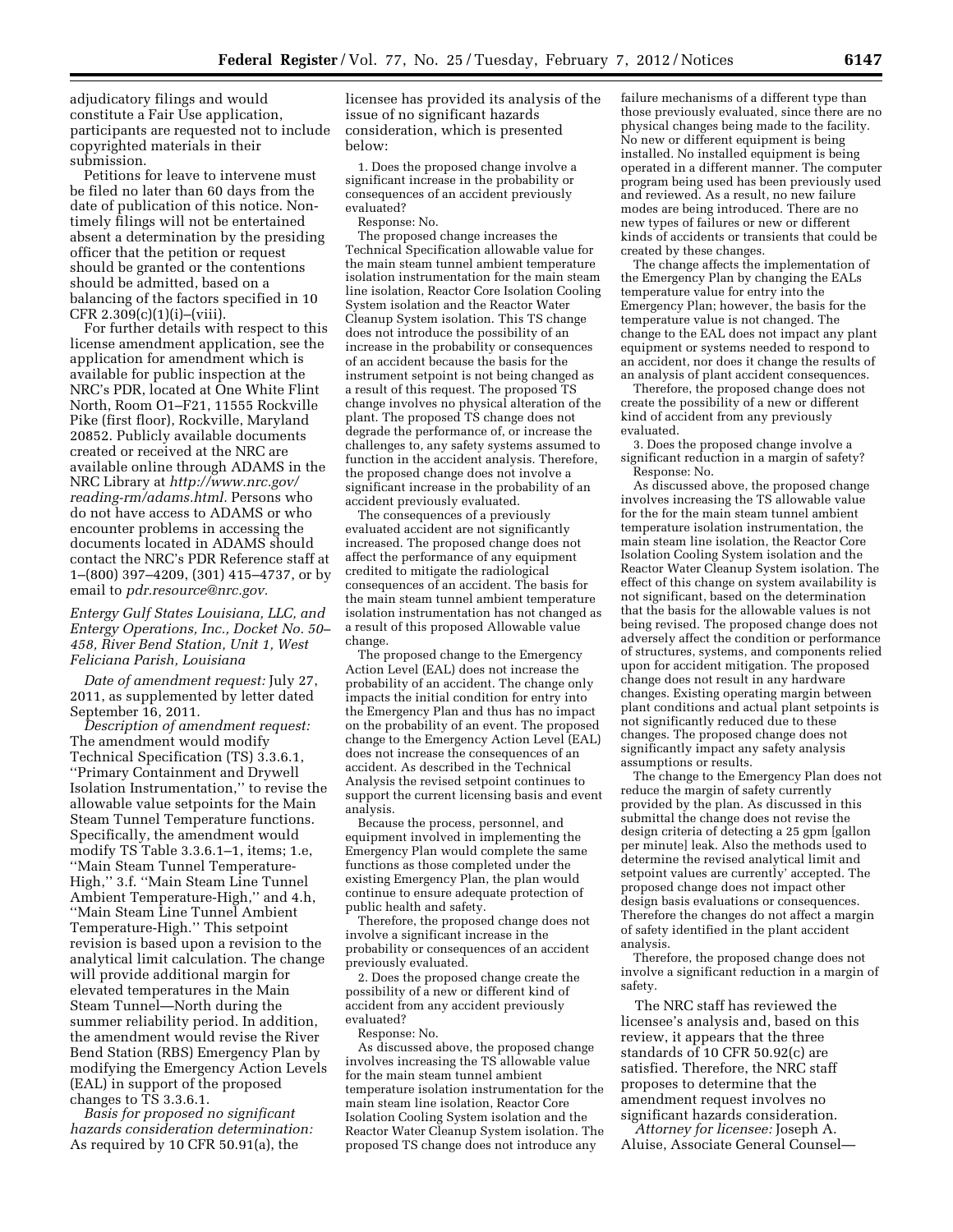adjudicatory filings and would constitute a Fair Use application, participants are requested not to include copyrighted materials in their submission.

Petitions for leave to intervene must be filed no later than 60 days from the date of publication of this notice. Non-timely filings will not be entertained absent a determination by the presiding officer that the petition or request should be granted or the contentions should be admitted, based on a balancing of the factors specified in 10 CFR 2.309(c)(1)(i)–(viii).

For further details with respect to this license amendment application, see the application for amendment which is available for public inspection at the NRC's PDR, located at One White Flint North, Room O1–F21, 11555 Rockville Pike (first floor), Rockville, Maryland 20852. Publicly available documents created or received at the NRC are available online through ADAMS in the NRC Library at *http://www.nrc.gov/reading-rm/adams.html.* Persons who do not have access to ADAMS or who encounter problems in accessing the documents located in ADAMS should contact the NRC's PDR Reference staff at 1–(800) 397–4209, (301) 415–4737, or by email to *pdr.resource@nrc.gov*.

*Entergy Gulf States Louisiana, LLC, and Entergy Operations, Inc., Docket No. 50–458, River Bend Station, Unit 1, West Feliciana Parish, Louisiana*

*Date of amendment request:* July 27, 2011, as supplemented by letter dated September 16, 2011.

*Description of amendment request:* The amendment would modify Technical Specification (TS) 3.3.6.1, ''Primary Containment and Drywell Isolation Instrumentation,'' to revise the allowable value setpoints for the Main Steam Tunnel Temperature functions. Specifically, the amendment would modify TS Table 3.3.6.1–1, items; 1.e, ''Main Steam Tunnel Temperature-High,'' 3.f. ''Main Steam Line Tunnel Ambient Temperature-High,'' and 4.h, ''Main Steam Line Tunnel Ambient Temperature-High.'' This setpoint revision is based upon a revision to the analytical limit calculation. The change will provide additional margin for elevated temperatures in the Main Steam Tunnel—North during the summer reliability period. In addition, the amendment would revise the River Bend Station (RBS) Emergency Plan by modifying the Emergency Action Levels (EAL) in support of the proposed changes to TS 3.3.6.1.

*Basis for proposed no significant hazards consideration determination:* As required by 10 CFR 50.91(a), the licensee has provided its analysis of the issue of no significant hazards consideration, which is presented below:

1. Does the proposed change involve a significant increase in the probability or consequences of an accident previously evaluated?

Response: No.

The proposed change increases the Technical Specification allowable value for the main steam tunnel ambient temperature isolation instrumentation for the main steam line isolation, Reactor Core Isolation Cooling System isolation and the Reactor Water Cleanup System isolation. This TS change does not introduce the possibility of an increase in the probability or consequences of an accident because the basis for the instrument setpoint is not being changed as a result of this request. The proposed TS change involves no physical alteration of the plant. The proposed TS change does not degrade the performance of, or increase the challenges to, any safety systems assumed to function in the accident analysis. Therefore, the proposed change does not involve a significant increase in the probability of an accident previously evaluated.

The consequences of a previously evaluated accident are not significantly increased. The proposed change does not affect the performance of any equipment credited to mitigate the radiological consequences of an accident. The basis for the main steam tunnel ambient temperature isolation instrumentation has not changed as a result of this proposed Allowable value change.

The proposed change to the Emergency Action Level (EAL) does not increase the probability of an accident. The change only impacts the initial condition for entry into the Emergency Plan and thus has no impact on the probability of an event. The proposed change to the Emergency Action Level (EAL) does not increase the consequences of an accident. As described in the Technical Analysis the revised setpoint continues to support the current licensing basis and event analysis.

Because the process, personnel, and equipment involved in implementing the Emergency Plan would complete the same functions as those completed under the existing Emergency Plan, the plan would continue to ensure adequate protection of public health and safety.

Therefore, the proposed change does not involve a significant increase in the probability or consequences of an accident previously evaluated.

2. Does the proposed change create the possibility of a new or different kind of accident from any accident previously evaluated?

Response: No.

As discussed above, the proposed change involves increasing the TS allowable value for the main steam tunnel ambient temperature isolation instrumentation for the main steam line isolation, Reactor Core Isolation Cooling System isolation and the Reactor Water Cleanup System isolation. The proposed TS change does not introduce any failure mechanisms of a different type than those previously evaluated, since there are no physical changes being made to the facility. No new or different equipment is being installed. No installed equipment is being operated in a different manner. The computer program being used has been previously used and reviewed. As a result, no new failure modes are being introduced. There are no new types of failures or new or different kinds of accidents or transients that could be created by these changes.

The change affects the implementation of the Emergency Plan by changing the EALs temperature value for entry into the Emergency Plan; however, the basis for the temperature value is not changed. The change to the EAL does not impact any plant equipment or systems needed to respond to an accident, nor does it change the results of an analysis of plant accident consequences.

Therefore, the proposed change does not create the possibility of a new or different kind of accident from any previously evaluated.

3. Does the proposed change involve a significant reduction in a margin of safety?

Response: No.

As discussed above, the proposed change involves increasing the TS allowable value for the for the main steam tunnel ambient temperature isolation instrumentation, the main steam line isolation, the Reactor Core Isolation Cooling System isolation and the Reactor Water Cleanup System isolation. The effect of this change on system availability is not significant, based on the determination that the basis for the allowable values is not being revised. The proposed change does not adversely affect the condition or performance of structures, systems, and components relied upon for accident mitigation. The proposed change does not result in any hardware changes. Existing operating margin between plant conditions and actual plant setpoints is not significantly reduced due to these changes. The proposed change does not significantly impact any safety analysis assumptions or results.

The change to the Emergency Plan does not reduce the margin of safety currently provided by the plan. As discussed in this submittal the change does not revise the design criteria of detecting a 25 gpm [gallon per minute] leak. Also the methods used to determine the revised analytical limit and setpoint values are currently' accepted. The proposed change does not impact other design basis evaluations or consequences. Therefore the changes do not affect a margin of safety identified in the plant accident analysis.

Therefore, the proposed change does not involve a significant reduction in a margin of safety.

The NRC staff has reviewed the licensee's analysis and, based on this review, it appears that the three standards of 10 CFR 50.92(c) are satisfied. Therefore, the NRC staff proposes to determine that the amendment request involves no significant hazards consideration.

*Attorney for licensee:* Joseph A. Aluise, Associate General Counsel—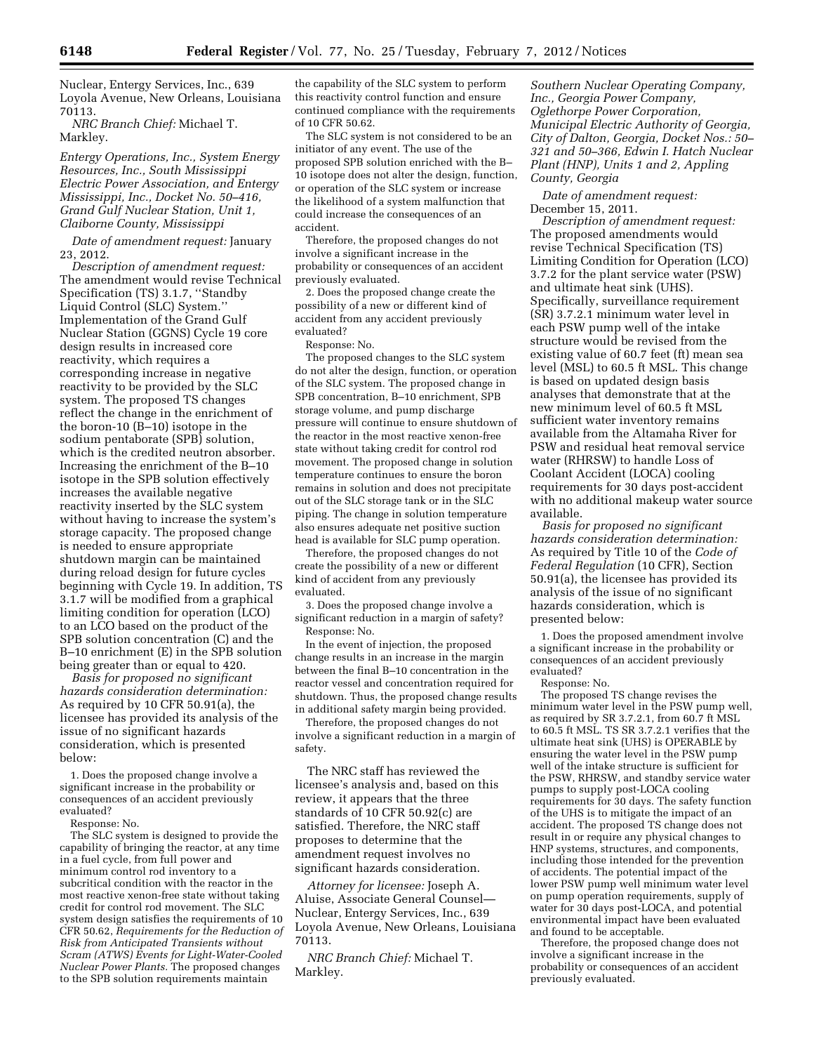Nuclear, Entergy Services, Inc., 639 Loyola Avenue, New Orleans, Louisiana 70113.

*NRC Branch Chief:* Michael T. Markley.

*Entergy Operations, Inc., System Energy Resources, Inc., South Mississippi Electric Power Association, and Entergy Mississippi, Inc., Docket No. 50–416, Grand Gulf Nuclear Station, Unit 1, Claiborne County, Mississippi*

*Date of amendment request:* January 23, 2012.

*Description of amendment request:* The amendment would revise Technical Specification (TS) 3.1.7, ''Standby Liquid Control (SLC) System.'' Implementation of the Grand Gulf Nuclear Station (GGNS) Cycle 19 core design results in increased core reactivity, which requires a corresponding increase in negative reactivity to be provided by the SLC system. The proposed TS changes reflect the change in the enrichment of the boron-10 (B–10) isotope in the sodium pentaborate (SPB) solution, which is the credited neutron absorber. Increasing the enrichment of the B–10 isotope in the SPB solution effectively increases the available negative reactivity inserted by the SLC system without having to increase the system's storage capacity. The proposed change is needed to ensure appropriate shutdown margin can be maintained during reload design for future cycles beginning with Cycle 19. In addition, TS 3.1.7 will be modified from a graphical limiting condition for operation (LCO) to an LCO based on the product of the SPB solution concentration (C) and the B–10 enrichment (E) in the SPB solution being greater than or equal to 420.

*Basis for proposed no significant hazards consideration determination:* As required by 10 CFR 50.91(a), the licensee has provided its analysis of the issue of no significant hazards consideration, which is presented below:

1. Does the proposed change involve a significant increase in the probability or consequences of an accident previously evaluated?

Response: No.

The SLC system is designed to provide the capability of bringing the reactor, at any time in a fuel cycle, from full power and minimum control rod inventory to a subcritical condition with the reactor in the most reactive xenon-free state without taking credit for control rod movement. The SLC system design satisfies the requirements of 10 CFR 50.62, *Requirements for the Reduction of Risk from Anticipated Transients without Scram (ATWS) Events for Light-Water-Cooled Nuclear Power Plants.* The proposed changes to the SPB solution requirements maintain the capability of the SLC system to perform this reactivity control function and ensure continued compliance with the requirements of 10 CFR 50.62.

The SLC system is not considered to be an initiator of any event. The use of the proposed SPB solution enriched with the B–10 isotope does not alter the design, function, or operation of the SLC system or increase the likelihood of a system malfunction that could increase the consequences of an accident.

Therefore, the proposed changes do not involve a significant increase in the probability or consequences of an accident previously evaluated.

2. Does the proposed change create the possibility of a new or different kind of accident from any accident previously evaluated?

Response: No.

The proposed changes to the SLC system do not alter the design, function, or operation of the SLC system. The proposed change in SPB concentration, B–10 enrichment, SPB storage volume, and pump discharge pressure will continue to ensure shutdown of the reactor in the most reactive xenon-free state without taking credit for control rod movement. The proposed change in solution temperature continues to ensure the boron remains in solution and does not precipitate out of the SLC storage tank or in the SLC piping. The change in solution temperature also ensures adequate net positive suction head is available for SLC pump operation.

Therefore, the proposed changes do not create the possibility of a new or different kind of accident from any previously evaluated.

3. Does the proposed change involve a significant reduction in a margin of safety?

Response: No.

In the event of injection, the proposed change results in an increase in the margin between the final B–10 concentration in the reactor vessel and concentration required for shutdown. Thus, the proposed change results in additional safety margin being provided.

Therefore, the proposed changes do not involve a significant reduction in a margin of safety.

The NRC staff has reviewed the licensee's analysis and, based on this review, it appears that the three standards of 10 CFR 50.92(c) are satisfied. Therefore, the NRC staff proposes to determine that the amendment request involves no significant hazards consideration.

*Attorney for licensee:* Joseph A. Aluise, Associate General Counsel—Nuclear, Entergy Services, Inc., 639 Loyola Avenue, New Orleans, Louisiana 70113.

*NRC Branch Chief:* Michael T. Markley.

*Southern Nuclear Operating Company, Inc., Georgia Power Company, Oglethorpe Power Corporation, Municipal Electric Authority of Georgia, City of Dalton, Georgia, Docket Nos.: 50–321 and 50–366, Edwin I. Hatch Nuclear Plant (HNP), Units 1 and 2, Appling County, Georgia*

*Date of amendment request:* December 15, 2011.

*Description of amendment request:* The proposed amendments would revise Technical Specification (TS) Limiting Condition for Operation (LCO) 3.7.2 for the plant service water (PSW) and ultimate heat sink (UHS). Specifically, surveillance requirement (SR) 3.7.2.1 minimum water level in each PSW pump well of the intake structure would be revised from the existing value of 60.7 feet (ft) mean sea level (MSL) to 60.5 ft MSL. This change is based on updated design basis analyses that demonstrate that at the new minimum level of 60.5 ft MSL sufficient water inventory remains available from the Altamaha River for PSW and residual heat removal service water (RHRSW) to handle Loss of Coolant Accident (LOCA) cooling requirements for 30 days post-accident with no additional makeup water source available.

*Basis for proposed no significant hazards consideration determination:* As required by Title 10 of the *Code of Federal Regulation* (10 CFR), Section 50.91(a), the licensee has provided its analysis of the issue of no significant hazards consideration, which is presented below:

1. Does the proposed amendment involve a significant increase in the probability or consequences of an accident previously evaluated?

Response: No.

The proposed TS change revises the minimum water level in the PSW pump well, as required by SR 3.7.2.1, from 60.7 ft MSL to 60.5 ft MSL. TS SR 3.7.2.1 verifies that the ultimate heat sink (UHS) is OPERABLE by ensuring the water level in the PSW pump well of the intake structure is sufficient for the PSW, RHRSW, and standby service water pumps to supply post-LOCA cooling requirements for 30 days. The safety function of the UHS is to mitigate the impact of an accident. The proposed TS change does not result in or require any physical changes to HNP systems, structures, and components, including those intended for the prevention of accidents. The potential impact of the lower PSW pump well minimum water level on pump operation requirements, supply of water for 30 days post-LOCA, and potential environmental impact have been evaluated and found to be acceptable.

Therefore, the proposed change does not involve a significant increase in the probability or consequences of an accident previously evaluated.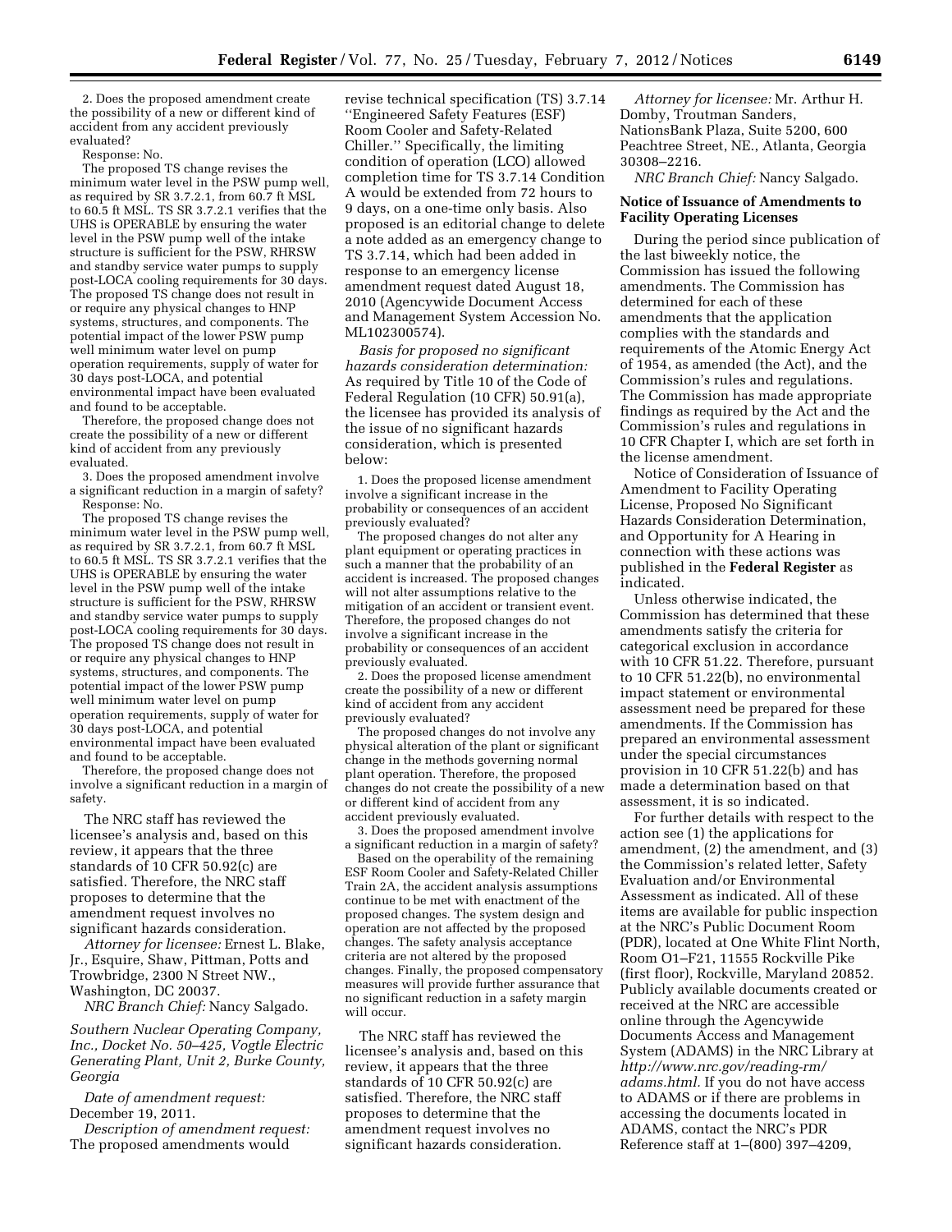2. Does the proposed amendment create the possibility of a new or different kind of accident from any accident previously evaluated?

Response: No.

The proposed TS change revises the minimum water level in the PSW pump well, as required by SR 3.7.2.1, from 60.7 ft MSL to 60.5 ft MSL. TS SR 3.7.2.1 verifies that the UHS is OPERABLE by ensuring the water level in the PSW pump well of the intake structure is sufficient for the PSW, RHRSW and standby service water pumps to supply post-LOCA cooling requirements for 30 days. The proposed TS change does not result in or require any physical changes to HNP systems, structures, and components. The potential impact of the lower PSW pump well minimum water level on pump operation requirements, supply of water for 30 days post-LOCA, and potential environmental impact have been evaluated and found to be acceptable.

Therefore, the proposed change does not create the possibility of a new or different kind of accident from any previously evaluated.

3. Does the proposed amendment involve a significant reduction in a margin of safety?

Response: No.

The proposed TS change revises the minimum water level in the PSW pump well, as required by SR 3.7.2.1, from 60.7 ft MSL to 60.5 ft MSL. TS SR 3.7.2.1 verifies that the UHS is OPERABLE by ensuring the water level in the PSW pump well of the intake structure is sufficient for the PSW, RHRSW and standby service water pumps to supply post-LOCA cooling requirements for 30 days. The proposed TS change does not result in or require any physical changes to HNP systems, structures, and components. The potential impact of the lower PSW pump well minimum water level on pump operation requirements, supply of water for 30 days post-LOCA, and potential environmental impact have been evaluated and found to be acceptable.

Therefore, the proposed change does not involve a significant reduction in a margin of safety.

The NRC staff has reviewed the licensee's analysis and, based on this review, it appears that the three standards of 10 CFR 50.92(c) are satisfied. Therefore, the NRC staff proposes to determine that the amendment request involves no significant hazards consideration.

*Attorney for licensee:* Ernest L. Blake, Jr., Esquire, Shaw, Pittman, Potts and Trowbridge, 2300 N Street NW., Washington, DC 20037.

*NRC Branch Chief:* Nancy Salgado.

*Southern Nuclear Operating Company, Inc., Docket No. 50–425, Vogtle Electric Generating Plant, Unit 2, Burke County, Georgia*

*Date of amendment request:* December 19, 2011.

*Description of amendment request:* The proposed amendments would revise technical specification (TS) 3.7.14 ''Engineered Safety Features (ESF) Room Cooler and Safety-Related Chiller.'' Specifically, the limiting condition of operation (LCO) allowed completion time for TS 3.7.14 Condition A would be extended from 72 hours to 9 days, on a one-time only basis. Also proposed is an editorial change to delete a note added as an emergency change to TS 3.7.14, which had been added in response to an emergency license amendment request dated August 18, 2010 (Agencywide Document Access and Management System Accession No. ML102300574).

*Basis for proposed no significant hazards consideration determination:* As required by Title 10 of the Code of Federal Regulation (10 CFR) 50.91(a), the licensee has provided its analysis of the issue of no significant hazards consideration, which is presented below:

1. Does the proposed license amendment involve a significant increase in the probability or consequences of an accident previously evaluated?

The proposed changes do not alter any plant equipment or operating practices in such a manner that the probability of an accident is increased. The proposed changes will not alter assumptions relative to the mitigation of an accident or transient event. Therefore, the proposed changes do not involve a significant increase in the probability or consequences of an accident previously evaluated.

2. Does the proposed license amendment create the possibility of a new or different kind of accident from any accident previously evaluated?

The proposed changes do not involve any physical alteration of the plant or significant change in the methods governing normal plant operation. Therefore, the proposed changes do not create the possibility of a new or different kind of accident from any accident previously evaluated.

3. Does the proposed amendment involve a significant reduction in a margin of safety?

Based on the operability of the remaining ESF Room Cooler and Safety-Related Chiller Train 2A, the accident analysis assumptions continue to be met with enactment of the proposed changes. The system design and operation are not affected by the proposed changes. The safety analysis acceptance criteria are not altered by the proposed changes. Finally, the proposed compensatory measures will provide further assurance that no significant reduction in a safety margin will occur.

The NRC staff has reviewed the licensee's analysis and, based on this review, it appears that the three standards of 10 CFR 50.92(c) are satisfied. Therefore, the NRC staff proposes to determine that the amendment request involves no significant hazards consideration.

*Attorney for licensee:* Mr. Arthur H. Domby, Troutman Sanders, NationsBank Plaza, Suite 5200, 600 Peachtree Street, NE., Atlanta, Georgia 30308–2216.

*NRC Branch Chief:* Nancy Salgado.

## Notice of Issuance of Amendments to Facility Operating Licenses

During the period since publication of the last biweekly notice, the Commission has issued the following amendments. The Commission has determined for each of these amendments that the application complies with the standards and requirements of the Atomic Energy Act of 1954, as amended (the Act), and the Commission's rules and regulations. The Commission has made appropriate findings as required by the Act and the Commission's rules and regulations in 10 CFR Chapter I, which are set forth in the license amendment.

Notice of Consideration of Issuance of Amendment to Facility Operating License, Proposed No Significant Hazards Consideration Determination, and Opportunity for A Hearing in connection with these actions was published in the **Federal Register** as indicated.

Unless otherwise indicated, the Commission has determined that these amendments satisfy the criteria for categorical exclusion in accordance with 10 CFR 51.22. Therefore, pursuant to 10 CFR 51.22(b), no environmental impact statement or environmental assessment need be prepared for these amendments. If the Commission has prepared an environmental assessment under the special circumstances provision in 10 CFR 51.22(b) and has made a determination based on that assessment, it is so indicated.

For further details with respect to the action see (1) the applications for amendment, (2) the amendment, and (3) the Commission's related letter, Safety Evaluation and/or Environmental Assessment as indicated. All of these items are available for public inspection at the NRC's Public Document Room (PDR), located at One White Flint North, Room O1–F21, 11555 Rockville Pike (first floor), Rockville, Maryland 20852. Publicly available documents created or received at the NRC are accessible online through the Agencywide Documents Access and Management System (ADAMS) in the NRC Library at *http://nrc.gov/reading-rm/adams.html.* If you do not have access to ADAMS or if there are problems in accessing the documents located in ADAMS, contact the NRC's PDR Reference staff at 1–(800) 397–4209,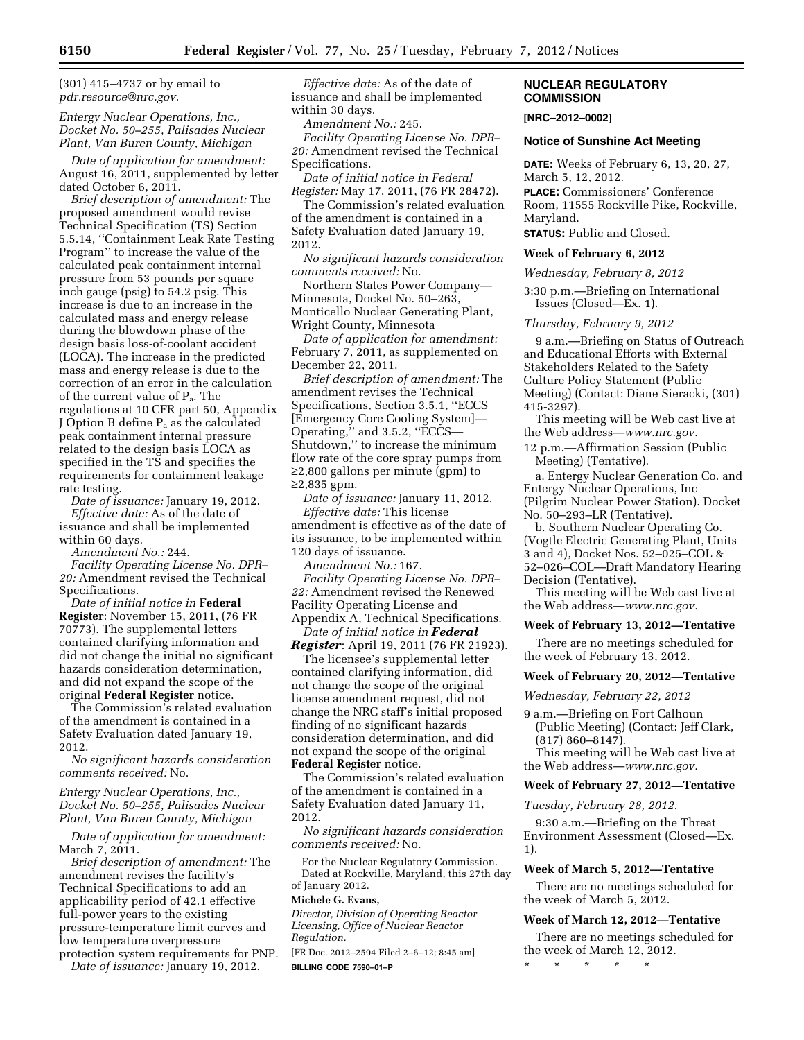(301) 415–4737 or by email to *pdr.resource@nrc.gov.*

*Entergy Nuclear Operations, Inc., Docket No. 50–255, Palisades Nuclear Plant, Van Buren County, Michigan*

*Date of application for amendment:* August 16, 2011, supplemented by letter dated October 6, 2011.

*Brief description of amendment:* The proposed amendment would revise Technical Specification (TS) Section 5.5.14, ''Containment Leak Rate Testing Program'' to increase the value of the calculated peak containment internal pressure from 53 pounds per square inch gauge (psig) to 54.2 psig. This increase is due to an increase in the calculated mass and energy release during the blowdown phase of the design basis loss-of-coolant accident (LOCA). The increase in the predicted mass and energy release is due to the correction of an error in the calculation of the current value of $P_a$. The regulations at 10 CFR part 50, Appendix J Option B define $P_a$ as the calculated peak containment internal pressure related to the design basis LOCA as specified in the TS and specifies the requirements for containment leakage rate testing.

*Date of issuance:* January 19, 2012.

*Effective date:* As of the date of issuance and shall be implemented within 60 days.

*Amendment No.:* 244.

*Facility Operating License No. DPR–20:* Amendment revised the Technical Specifications.

*Date of initial notice in* **Federal Register**: November 15, 2011, (76 FR 70773). The supplemental letters contained clarifying information and did not change the initial no significant hazards consideration determination, and did not expand the scope of the original **Federal Register** notice.

The Commission's related evaluation of the amendment is contained in a Safety Evaluation dated January 19, 2012.

*No significant hazards consideration comments received:* No.

*Entergy Nuclear Operations, Inc., Docket No. 50–255, Palisades Nuclear Plant, Van Buren County, Michigan*

*Date of application for amendment:* March 7, 2011.

*Brief description of amendment:* The amendment revises the facility's Technical Specifications to add an applicability period of 42.1 effective full-power years to the existing pressure-temperature limit curves and low temperature overpressure protection system requirements for PNP.

*Date of issuance:* January 19, 2012.

*Effective date:* As of the date of issuance and shall be implemented within 30 days.

*Amendment No.:* 245.

*Facility Operating License No. DPR–20:* Amendment revised the Technical Specifications.

*Date of initial notice in Federal Register:* May 17, 2011, (76 FR 28472).

The Commission's related evaluation of the amendment is contained in a Safety Evaluation dated January 19, 2012.

*No significant hazards consideration comments received:* No.

Northern States Power Company—Minnesota, Docket No. 50–263, Monticello Nuclear Generating Plant, Wright County, Minnesota

*Date of application for amendment:* February 7, 2011, as supplemented on December 22, 2011.

*Brief description of amendment:* The amendment revises the Technical Specifications, Section 3.5.1, ''ECCS [Emergency Core Cooling System]—Operating,'' and 3.5.2, ''ECCS—Shutdown,'' to increase the minimum flow rate of the core spray pumps from ≥2,800 gallons per minute (gpm) to ≥2,835 gpm.

*Date of issuance:* January 11, 2012.

*Effective date:* This license amendment is effective as of the date of its issuance, to be implemented within 120 days of issuance.

*Amendment No.:* 167.

*Facility Operating License No. DPR–22:* Amendment revised the Renewed Facility Operating License and Appendix A, Technical Specifications.

*Date of initial notice in* ***Federal Register***: April 19, 2011 (76 FR 21923).

The licensee's supplemental letter contained clarifying information, did not change the scope of the original license amendment request, did not change the NRC staff's initial proposed finding of no significant hazards consideration determination, and did not expand the scope of the original **Federal Register** notice.

The Commission's related evaluation of the amendment is contained in a Safety Evaluation dated January 11, 2012.

*No significant hazards consideration comments received:* No.

For the Nuclear Regulatory Commission.

Dated at Rockville, Maryland, this 27th day of January 2012.

**Michele G. Evans,**

*Director, Division of Operating Reactor Licensing, Office of Nuclear Reactor Regulation.*

[FR Doc. 2012–2594 Filed 2–6–12; 8:45 am]

**BILLING CODE 7590–01–P**

## NUCLEAR REGULATORY COMMISSION

**[NRC–2012–0002]**

### Notice of Sunshine Act Meeting

**DATE:** Weeks of February 6, 13, 20, 27, March 5, 12, 2012.

**PLACE:** Commissioners' Conference Room, 11555 Rockville Pike, Rockville, Maryland.

**STATUS:** Public and Closed.

#### Week of February 6, 2012

*Wednesday, February 8, 2012*

3:30 p.m.—Briefing on International Issues (Closed—Ex. 1).

*Thursday, February 9, 2012*

9 a.m.—Briefing on Status of Outreach and Educational Efforts with External Stakeholders Related to the Safety Culture Policy Statement (Public Meeting) (Contact: Diane Sieracki, (301) 415-3297).

This meeting will be Web cast live at the Web address—*www.nrc.gov.*

12 p.m.—Affirmation Session (Public Meeting) (Tentative).

a. Entergy Nuclear Generation Co. and Entergy Nuclear Operations, Inc (Pilgrim Nuclear Power Station). Docket No. 50–293–LR (Tentative).

b. Southern Nuclear Operating Co. (Vogtle Electric Generating Plant, Units 3 and 4), Docket Nos. 52–025–COL & 52–026–COL—Draft Mandatory Hearing Decision (Tentative).

This meeting will be Web cast live at the Web address—*www.nrc.gov.*

#### Week of February 13, 2012—Tentative

There are no meetings scheduled for the week of February 13, 2012.

#### Week of February 20, 2012—Tentative

*Wednesday, February 22, 2012*

9 a.m.—Briefing on Fort Calhoun (Public Meeting) (Contact: Jeff Clark, (817) 860–8147).

This meeting will be Web cast live at the Web address—*www.nrc.gov.*

#### Week of February 27, 2012—Tentative

*Tuesday, February 28, 2012.*

9:30 a.m.—Briefing on the Threat Environment Assessment (Closed—Ex. 1).

#### Week of March 5, 2012—Tentative

There are no meetings scheduled for the week of March 5, 2012.

#### Week of March 12, 2012—Tentative

There are no meetings scheduled for the week of March 12, 2012.

\* \* \* \* \*